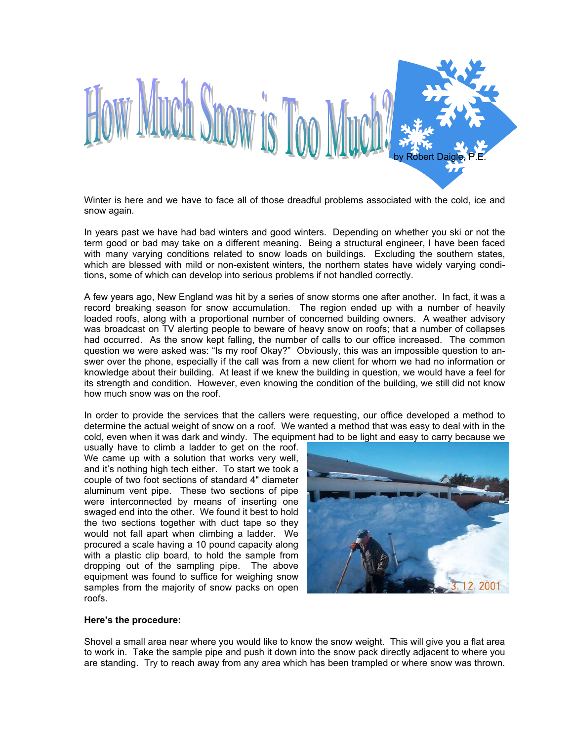# How Much Snow is Too Much?

by Robert Daigle, P.E.

Winter is here and we have to face all of those dreadful problems associated with the cold, ice and snow again.

In years past we have had bad winters and good winters. Depending on whether you ski or not the term good or bad may take on a different meaning. Being a structural engineer, I have been faced with many varying conditions related to snow loads on buildings. Excluding the southern states, which are blessed with mild or non-existent winters, the northern states have widely varying conditions, some of which can develop into serious problems if not handled correctly.

A few years ago, New England was hit by a series of snow storms one after another. In fact, it was a record breaking season for snow accumulation. The region ended up with a number of heavily loaded roofs, along with a proportional number of concerned building owners. A weather advisory was broadcast on TV alerting people to beware of heavy snow on roofs; that a number of collapses had occurred. As the snow kept falling, the number of calls to our office increased. The common question we were asked was: "Is my roof Okay?" Obviously, this was an impossible question to answer over the phone, especially if the call was from a new client for whom we had no information or knowledge about their building. At least if we knew the building in question, we would have a feel for its strength and condition. However, even knowing the condition of the building, we still did not know how much snow was on the roof.

In order to provide the services that the callers were requesting, our office developed a method to determine the actual weight of snow on a roof. We wanted a method that was easy to deal with in the cold, even when it was dark and windy. The equipment had to be light and easy to carry because we usually have to climb a ladder to get on the roof. We came up with a solution that works very well, and it's nothing high tech either. To start we took a couple of two foot sections of standard 4" diameter aluminum vent pipe. These two sections of pipe were interconnected by means of inserting one swaged end into the other. We found it best to hold the two sections together with duct tape so they would not fall apart when climbing a ladder. We procured a scale having a 10 pound capacity along with a plastic clip board, to hold the sample from dropping out of the sampling pipe. The above equipment was found to suffice for weighing snow samples from the majority of snow packs on open roofs.

**Here's the procedure:**

Shovel a small area near where you would like to know the snow weight. This will give you a flat area to work in. Take the sample pipe and push it down into the snow pack directly adjacent to where you are standing. Try to reach away from any area which has been trampled or where snow was thrown.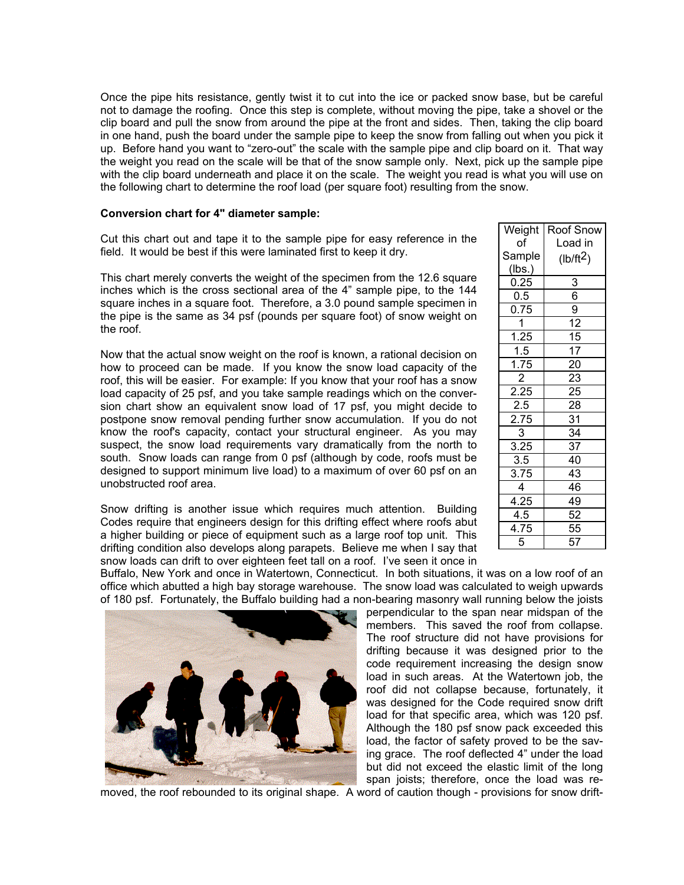Once the pipe hits resistance, gently twist it to cut into the ice or packed snow base, but be careful not to damage the roofing. Once this step is complete, without moving the pipe, take a shovel or the clip board and pull the snow from around the pipe at the front and sides. Then, taking the clip board in one hand, push the board under the sample pipe to keep the snow from falling out when you pick it up. Before hand you want to "zero-out" the scale with the sample pipe and clip board on it. That way the weight you read on the scale will be that of the snow sample only. Next, pick up the sample pipe with the clip board underneath and place it on the scale. The weight you read is what you will use on the following chart to determine the roof load (per square foot) resulting from the snow.

**Conversion chart for 4" diameter sample:**

Cut this chart out and tape it to the sample pipe for easy reference in the field. It would be best if this were laminated first to keep it dry.

This chart merely converts the weight of the specimen from the 12.6 square inches which is the cross sectional area of the 4" sample pipe, to the 144 square inches in a square foot. Therefore, a 3.0 pound sample specimen in the pipe is the same as 34 psf (pounds per square foot) of snow weight on the roof.

| Weight of Sample (lbs.) | Roof Snow Load in (lb/ft$^2$) |
|---|---|
| 0.25 | 3 |
| 0.5 | 6 |
| 0.75 | 9 |
| 1 | 12 |
| 1.25 | 15 |
| 1.5 | 17 |
| 1.75 | 20 |
| 2 | 23 |
| 2.25 | 25 |
| 2.5 | 28 |
| 2.75 | 31 |
| 3 | 34 |
| 3.25 | 37 |
| 3.5 | 40 |
| 3.75 | 43 |
| 4 | 46 |
| 4.25 | 49 |
| 4.5 | 52 |
| 4.75 | 55 |
| 5 | 57 |

Now that the actual snow weight on the roof is known, a rational decision on how to proceed can be made. If you know the snow load capacity of the roof, this will be easier. For example: If you know that your roof has a snow load capacity of 25 psf, and you take sample readings which on the conversion chart show an equivalent snow load of 17 psf, you might decide to postpone snow removal pending further snow accumulation. If you do not know the roof's capacity, contact your structural engineer. As you may suspect, the snow load requirements vary dramatically from the north to south. Snow loads can range from 0 psf (although by code, roofs must be designed to support minimum live load) to a maximum of over 60 psf on an unobstructed roof area.

Snow drifting is another issue which requires much attention. Building Codes require that engineers design for this drifting effect where roofs abut a higher building or piece of equipment such as a large roof top unit. This drifting condition also develops along parapets. Believe me when I say that snow loads can drift to over eighteen feet tall on a roof. I've seen it once in Buffalo, New York and once in Watertown, Connecticut. In both situations, it was on a low roof of an office which abutted a high bay storage warehouse. The snow load was calculated to weigh upwards of 180 psf. Fortunately, the Buffalo building had a non-bearing masonry wall running below the joists perpendicular to the span near midspan of the members. This saved the roof from collapse. The roof structure did not have provisions for drifting because it was designed prior to the code requirement increasing the design snow load in such areas. At the Watertown job, the roof did not collapse because, fortunately, it was designed for the Code required snow drift load for that specific area, which was 120 psf. Although the 180 psf snow pack exceeded this load, the factor of safety proved to be the saving grace. The roof deflected 4" under the load but did not exceed the elastic limit of the long span joists; therefore, once the load was removed, the roof rebounded to its original shape. A word of caution though - provisions for snow drift-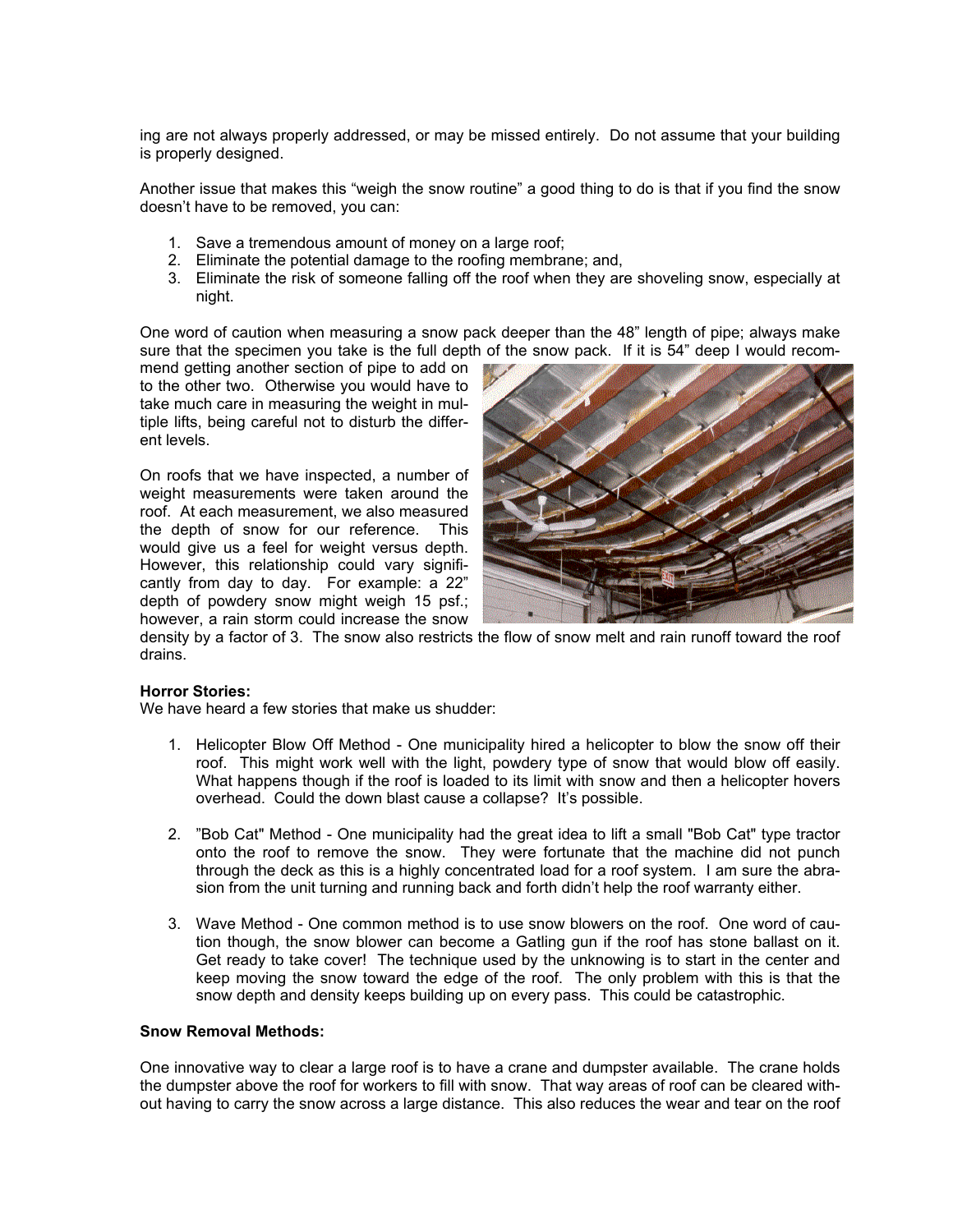ing are not always properly addressed, or may be missed entirely. Do not assume that your building is properly designed.

Another issue that makes this "weigh the snow routine" a good thing to do is that if you find the snow doesn't have to be removed, you can:

1. Save a tremendous amount of money on a large roof;
2. Eliminate the potential damage to the roofing membrane; and,
3. Eliminate the risk of someone falling off the roof when they are shoveling snow, especially at night.

One word of caution when measuring a snow pack deeper than the 48" length of pipe; always make sure that the specimen you take is the full depth of the snow pack. If it is 54" deep I would recommend getting another section of pipe to add on to the other two. Otherwise you would have to take much care in measuring the weight in multiple lifts, being careful not to disturb the different levels.

On roofs that we have inspected, a number of weight measurements were taken around the roof. At each measurement, we also measured the depth of snow for our reference. This would give us a feel for weight versus depth. However, this relationship could vary significantly from day to day. For example: a 22" depth of powdery snow might weigh 15 psf.; however, a rain storm could increase the snow density by a factor of 3. The snow also restricts the flow of snow melt and rain runoff toward the roof drains.

**Horror Stories:**
We have heard a few stories that make us shudder:

1. Helicopter Blow Off Method - One municipality hired a helicopter to blow the snow off their roof. This might work well with the light, powdery type of snow that would blow off easily. What happens though if the roof is loaded to its limit with snow and then a helicopter hovers overhead. Could the down blast cause a collapse? It's possible.

2. "Bob Cat" Method - One municipality had the great idea to lift a small "Bob Cat" type tractor onto the roof to remove the snow. They were fortunate that the machine did not punch through the deck as this is a highly concentrated load for a roof system. I am sure the abrasion from the unit turning and running back and forth didn't help the roof warranty either.

3. Wave Method - One common method is to use snow blowers on the roof. One word of caution though, the snow blower can become a Gatling gun if the roof has stone ballast on it. Get ready to take cover! The technique used by the unknowing is to start in the center and keep moving the snow toward the edge of the roof. The only problem with this is that the snow depth and density keeps building up on every pass. This could be catastrophic.

**Snow Removal Methods:**

One innovative way to clear a large roof is to have a crane and dumpster available. The crane holds the dumpster above the roof for workers to fill with snow. That way areas of roof can be cleared without having to carry the snow across a large distance. This also reduces the wear and tear on the roof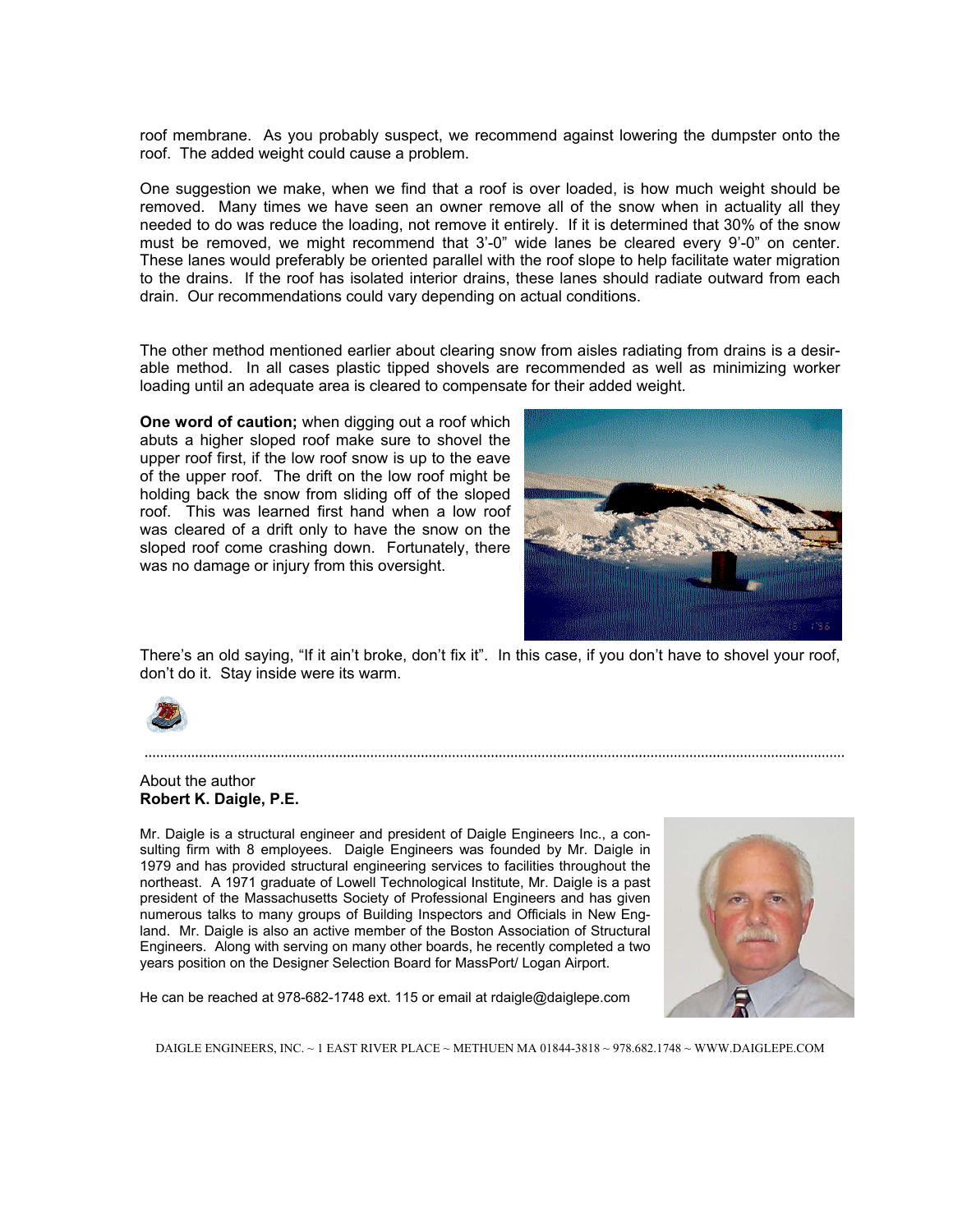roof membrane. As you probably suspect, we recommend against lowering the dumpster onto the roof. The added weight could cause a problem.

One suggestion we make, when we find that a roof is over loaded, is how much weight should be removed. Many times we have seen an owner remove all of the snow when in actuality all they needed to do was reduce the loading, not remove it entirely. If it is determined that 30% of the snow must be removed, we might recommend that 3'-0" wide lanes be cleared every 9'-0" on center. These lanes would preferably be oriented parallel with the roof slope to help facilitate water migration to the drains. If the roof has isolated interior drains, these lanes should radiate outward from each drain. Our recommendations could vary depending on actual conditions.

The other method mentioned earlier about clearing snow from aisles radiating from drains is a desirable method. In all cases plastic tipped shovels are recommended as well as minimizing worker loading until an adequate area is cleared to compensate for their added weight.

**One word of caution;** when digging out a roof which abuts a higher sloped roof make sure to shovel the upper roof first, if the low roof snow is up to the eave of the upper roof. The drift on the low roof might be holding back the snow from sliding off of the sloped roof. This was learned first hand when a low roof was cleared of a drift only to have the snow on the sloped roof come crashing down. Fortunately, there was no damage or injury from this oversight.

There's an old saying, "If it ain't broke, don't fix it". In this case, if you don't have to shovel your roof, don't do it. Stay inside were its warm.

About the author
**Robert K. Daigle, P.E.**

Mr. Daigle is a structural engineer and president of Daigle Engineers Inc., a consulting firm with 8 employees. Daigle Engineers was founded by Mr. Daigle in 1979 and has provided structural engineering services to facilities throughout the northeast. A 1971 graduate of Lowell Technological Institute, Mr. Daigle is a past president of the Massachusetts Society of Professional Engineers and has given numerous talks to many groups of Building Inspectors and Officials in New England. Mr. Daigle is also an active member of the Boston Association of Structural Engineers. Along with serving on many other boards, he recently completed a two years position on the Designer Selection Board for MassPort/ Logan Airport.

He can be reached at 978-682-1748 ext. 115 or email at rdaigle@daiglepe.com

DAIGLE ENGINEERS, INC. ~ 1 EAST RIVER PLACE ~ METHUEN MA 01844-3818 ~ 978.682.1748 ~ WWW.DAIGLEPE.COM